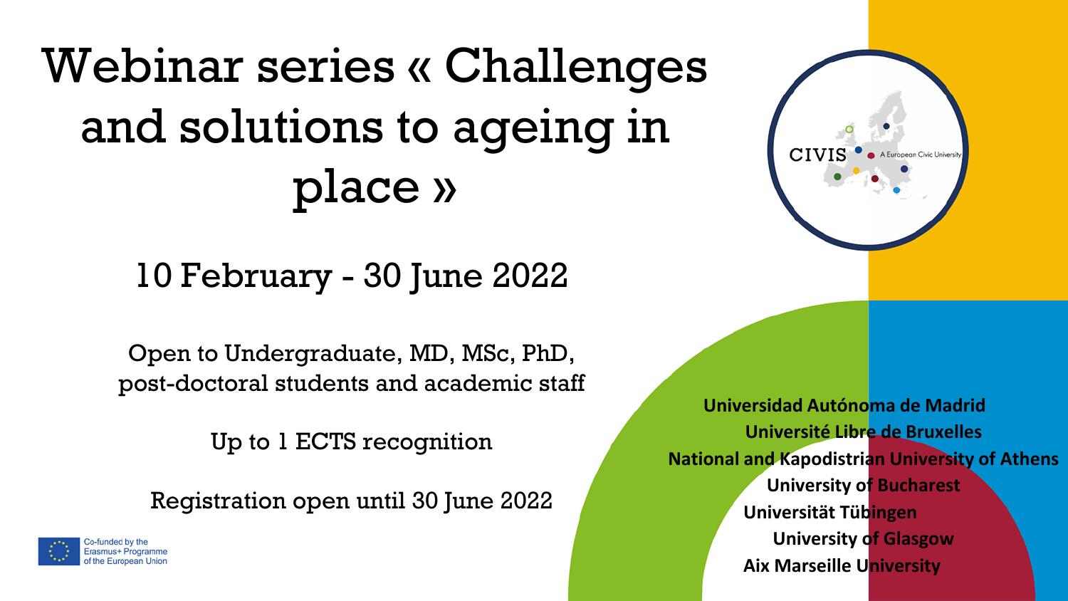# Webinar series « Challenges and solutions to ageing in place »

## 10 February - 30 June 2022

Open to Undergraduate, MD, MSc, PhD, post-doctoral students and academic staff

Up to 1 ECTS recognition

Registration open until 30 June 2022

CIVIS A European Civic University

**Universidad Autónoma de Madrid**
**Université Libre de Bruxelles**
**National and Kapodistrian University of Athens**
**University of Bucharest**
**Universität Tübingen**
**University of Glasgow**
**Aix Marseille University**

Co-funded by the Erasmus+ Programme of the European Union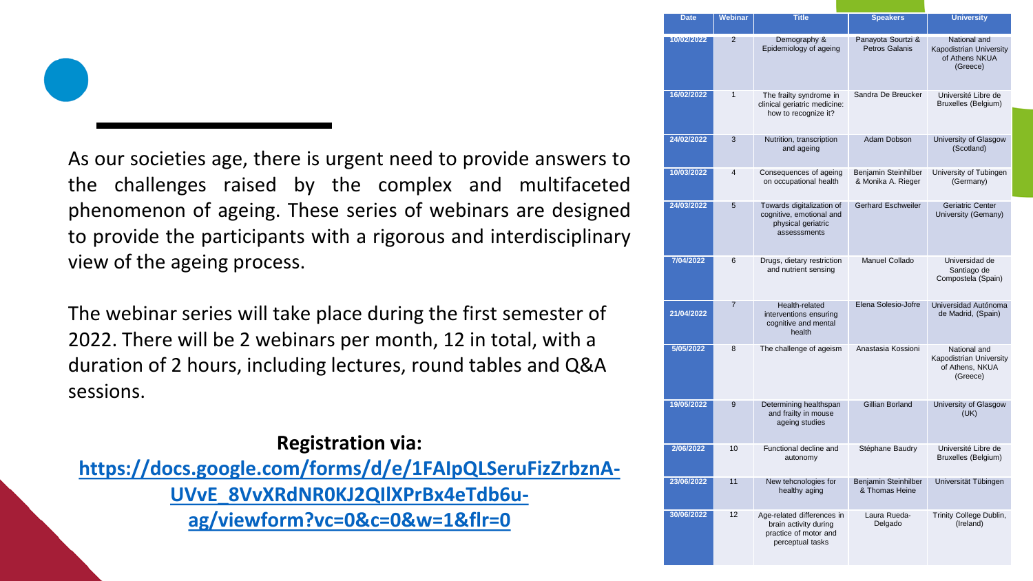As our societies age, there is urgent need to provide answers to the challenges raised by the complex and multifaceted phenomenon of ageing. These series of webinars are designed to provide the participants with a rigorous and interdisciplinary view of the ageing process.

The webinar series will take place during the first semester of 2022. There will be 2 webinars per month, 12 in total, with a duration of 2 hours, including lectures, round tables and Q&A sessions.

**Registration via:**
**[https://docs.google.com/forms/d/e/1FAIpQLSeruFizZrbznA-UVvE_8VvXRdNR0KJ2QIlXPrBx4eTdb6u-ag/viewform?vc=0&c=0&w=1&flr=0](https://docs.google.com/forms/d/e/1FAIpQLSeruFizZrbznA-UVvE_8VvXRdNR0KJ2QIlXPrBx4eTdb6u-ag/viewform?vc=0&c=0&w=1&flr=0)**

| Date | Webinar | Title | Speakers | University |
|---|---|---|---|---|
| 10/02/2022 | 2 | Demography & Epidemiology of ageing | Panayota Sourtzi & Petros Galanis | National and Kapodistrian University of Athens NKUA (Greece) |
| 16/02/2022 | 1 | The frailty syndrome in clinical geriatric medicine: how to recognize it? | Sandra De Breucker | Université Libre de Bruxelles (Belgium) |
| 24/02/2022 | 3 | Nutrition, transcription and ageing | Adam Dobson | University of Glasgow (Scotland) |
| 10/03/2022 | 4 | Consequences of ageing on occupational health | Benjamin Steinhilber & Monika A. Rieger | University of Tubingen (Germany) |
| 24/03/2022 | 5 | Towards digitalization of cognitive, emotional and physical geriatric assesssments | Gerhard Eschweiler | Geriatric Center University (Gemany) |
| 7/04/2022 | 6 | Drugs, dietary restriction and nutrient sensing | Manuel Collado | Universidad de Santiago de Compostela (Spain) |
| 21/04/2022 | 7 | Health-related interventions ensuring cognitive and mental health | Elena Solesio-Jofre | Universidad Autónoma de Madrid, (Spain) |
| 5/05/2022 | 8 | The challenge of ageism | Anastasia Kossioni | National and Kapodistrian University of Athens, NKUA (Greece) |
| 19/05/2022 | 9 | Determining healthspan and frailty in mouse ageing studies | Gillian Borland | University of Glasgow (UK) |
| 2/06/2022 | 10 | Functional decline and autonomy | Stéphane Baudry | Université Libre de Bruxelles (Belgium) |
| 23/06/2022 | 11 | New tehcnologies for healthy aging | Benjamin Steinhilber & Thomas Heine | Universität Tübingen |
| 30/06/2022 | 12 | Age-related differences in brain activity during practice of motor and perceptual tasks | Laura Rueda-Delgado | Trinity College Dublin, (Ireland) |